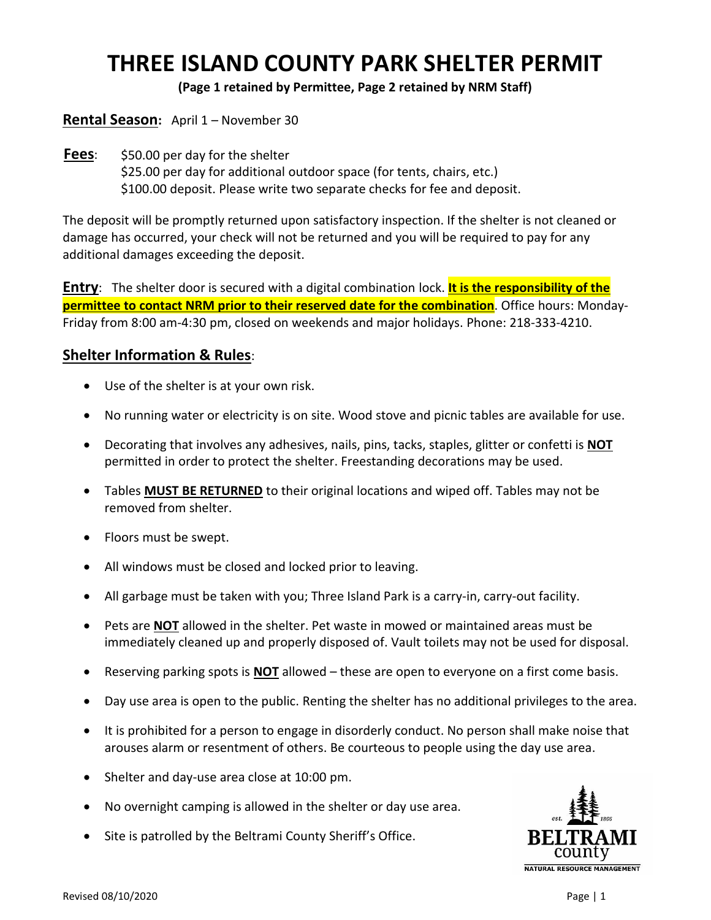# THREE ISLAND COUNTY PARK SHELTER PERMIT

**(Page 1 retained by Permittee, Page 2 retained by NRM Staff)**

**Rental Season:** April 1 – November 30

**Fees**: $50.00 per day for the shelter
$25.00 per day for additional outdoor space (for tents, chairs, etc.)
$100.00 deposit. Please write two separate checks for fee and deposit.

The deposit will be promptly returned upon satisfactory inspection. If the shelter is not cleaned or damage has occurred, your check will not be returned and you will be required to pay for any additional damages exceeding the deposit.

**Entry**: The shelter door is secured with a digital combination lock. **It is the responsibility of the permittee to contact NRM prior to their reserved date for the combination**. Office hours: Monday-Friday from 8:00 am-4:30 pm, closed on weekends and major holidays. Phone: 218-333-4210.

## Shelter Information & Rules:

- Use of the shelter is at your own risk.
- No running water or electricity is on site. Wood stove and picnic tables are available for use.
- Decorating that involves any adhesives, nails, pins, tacks, staples, glitter or confetti is **NOT** permitted in order to protect the shelter. Freestanding decorations may be used.
- Tables **MUST BE RETURNED** to their original locations and wiped off. Tables may not be removed from shelter.
- Floors must be swept.
- All windows must be closed and locked prior to leaving.
- All garbage must be taken with you; Three Island Park is a carry-in, carry-out facility.
- Pets are **NOT** allowed in the shelter. Pet waste in mowed or maintained areas must be immediately cleaned up and properly disposed of. Vault toilets may not be used for disposal.
- Reserving parking spots is **NOT** allowed – these are open to everyone on a first come basis.
- Day use area is open to the public. Renting the shelter has no additional privileges to the area.
- It is prohibited for a person to engage in disorderly conduct. No person shall make noise that arouses alarm or resentment of others. Be courteous to people using the day use area.
- Shelter and day-use area close at 10:00 pm.
- No overnight camping is allowed in the shelter or day use area.
- Site is patrolled by the Beltrami County Sheriff's Office.

est. 1866 BELTRAMI county NATURAL RESOURCE MANAGEMENT

Revised 08/10/2020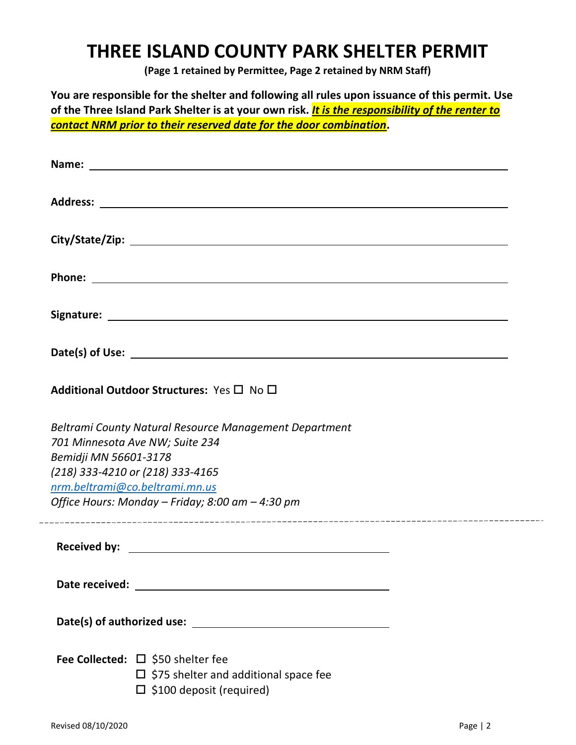# THREE ISLAND COUNTY PARK SHELTER PERMIT

**(Page 1 retained by Permittee, Page 2 retained by NRM Staff)**

**You are responsible for the shelter and following all rules upon issuance of this permit. Use of the Three Island Park Shelter is at your own risk. *It is the responsibility of the renter to contact NRM prior to their reserved date for the door combination*.**

**Name:** ____________________________________________

**Address:** ____________________________________________

**City/State/Zip:** ____________________________________________

**Phone:** ____________________________________________

**Signature:** ____________________________________________

**Date(s) of Use:** ____________________________________________

**Additional Outdoor Structures:** Yes ☐ No ☐

*Beltrami County Natural Resource Management Department*
*701 Minnesota Ave NW; Suite 234*
*Bemidji MN 56601-3178*
*(218) 333-4210 or (218) 333-4165*
*nrm.beltrami@co.beltrami.mn.us*
*Office Hours: Monday – Friday; 8:00 am – 4:30 pm*

---

**Received by:** ______________________________

**Date received:** ______________________________

**Date(s) of authorized use:** ______________________________

**Fee Collected:**
- ☐ $50 shelter fee
- ☐ $75 shelter and additional space fee
- ☐ $100 deposit (required)

Revised 08/10/2020